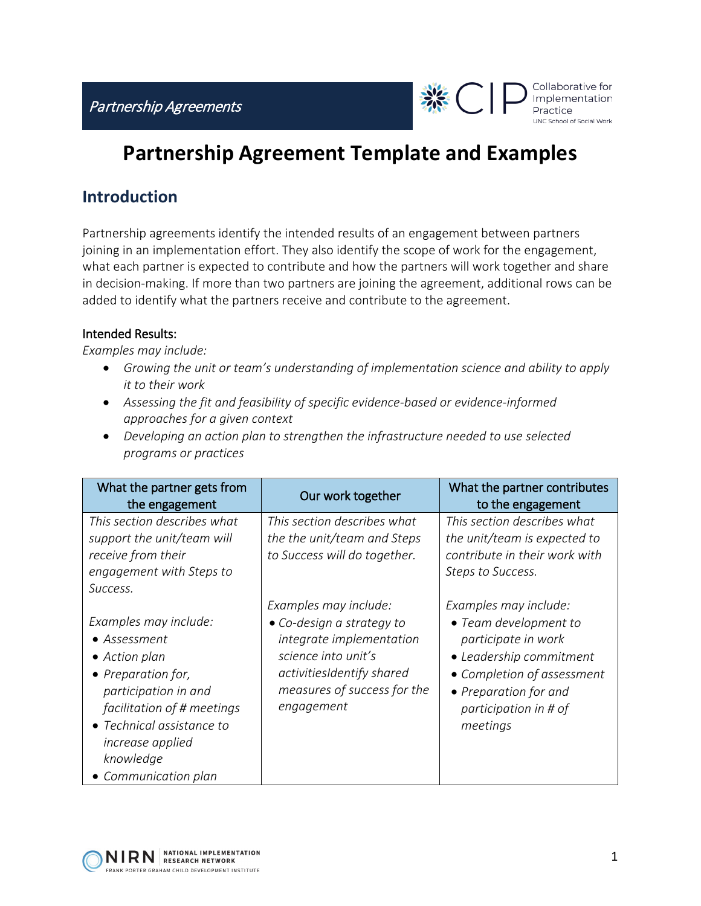*Partnership Agreements*

# Partnership Agreement Template and Examples

## Introduction

Partnership agreements identify the intended results of an engagement between partners joining in an implementation effort. They also identify the scope of work for the engagement, what each partner is expected to contribute and how the partners will work together and share in decision-making. If more than two partners are joining the agreement, additional rows can be added to identify what the partners receive and contribute to the agreement.

Intended Results:

*Examples may include:*

- *Growing the unit or team's understanding of implementation science and ability to apply it to their work*
- *Assessing the fit and feasibility of specific evidence-based or evidence-informed approaches for a given context*
- *Developing an action plan to strengthen the infrastructure needed to use selected programs or practices*

| What the partner gets from the engagement | Our work together | What the partner contributes to the engagement |
|---|---|---|
| *This section describes what support the unit/team will receive from their engagement with Steps to Success.*<br><br>*Examples may include:*<br>• *Assessment*<br>• *Action plan*<br>• *Preparation for, participation in and facilitation of # meetings*<br>• *Technical assistance to increase applied knowledge*<br>• *Communication plan* | *This section describes what the the unit/team and Steps to Success will do together.*<br><br>*Examples may include:*<br>• *Co-design a strategy to integrate implementation science into unit's activitiesIdentify shared measures of success for the engagement* | *This section describes what the unit/team is expected to contribute in their work with Steps to Success.*<br><br>*Examples may include:*<br>• *Team development to participate in work*<br>• *Leadership commitment*<br>• *Completion of assessment*<br>• *Preparation for and participation in # of meetings* |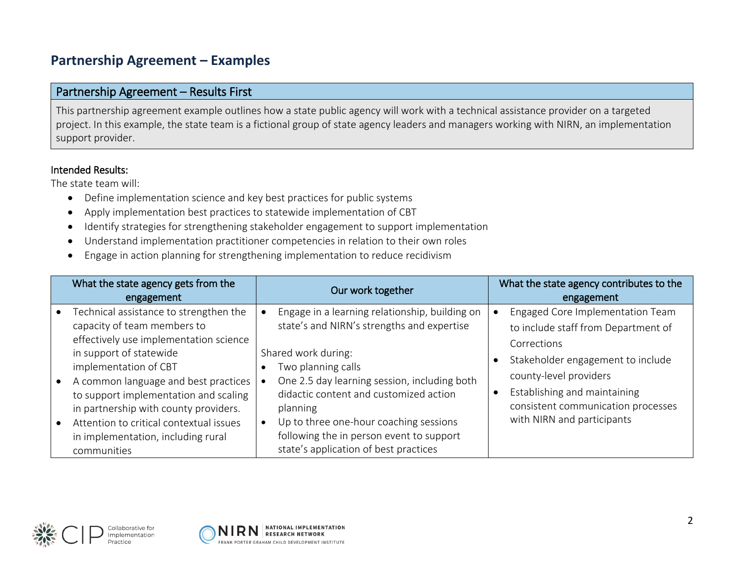## Partnership Agreement – Examples

### Partnership Agreement – Results First

This partnership agreement example outlines how a state public agency will work with a technical assistance provider on a targeted project. In this example, the state team is a fictional group of state agency leaders and managers working with NIRN, an implementation support provider.

**Intended Results:**

The state team will:

- Define implementation science and key best practices for public systems
- Apply implementation best practices to statewide implementation of CBT
- Identify strategies for strengthening stakeholder engagement to support implementation
- Understand implementation practitioner competencies in relation to their own roles
- Engage in action planning for strengthening implementation to reduce recidivism

| What the state agency gets from the engagement | Our work together | What the state agency contributes to the engagement |
|---|---|---|
| • Technical assistance to strengthen the capacity of team members to effectively use implementation science in support of statewide implementation of CBT<br>• A common language and best practices to support implementation and scaling in partnership with county providers.<br>• Attention to critical contextual issues in implementation, including rural communities | • Engage in a learning relationship, building on state's and NIRN's strengths and expertise<br><br>Shared work during:<br>• Two planning calls<br>• One 2.5 day learning session, including both didactic content and customized action planning<br>• Up to three one-hour coaching sessions following the in person event to support state's application of best practices | • Engaged Core Implementation Team to include staff from Department of Corrections<br>• Stakeholder engagement to include county-level providers<br>• Establishing and maintaining consistent communication processes with NIRN and participants |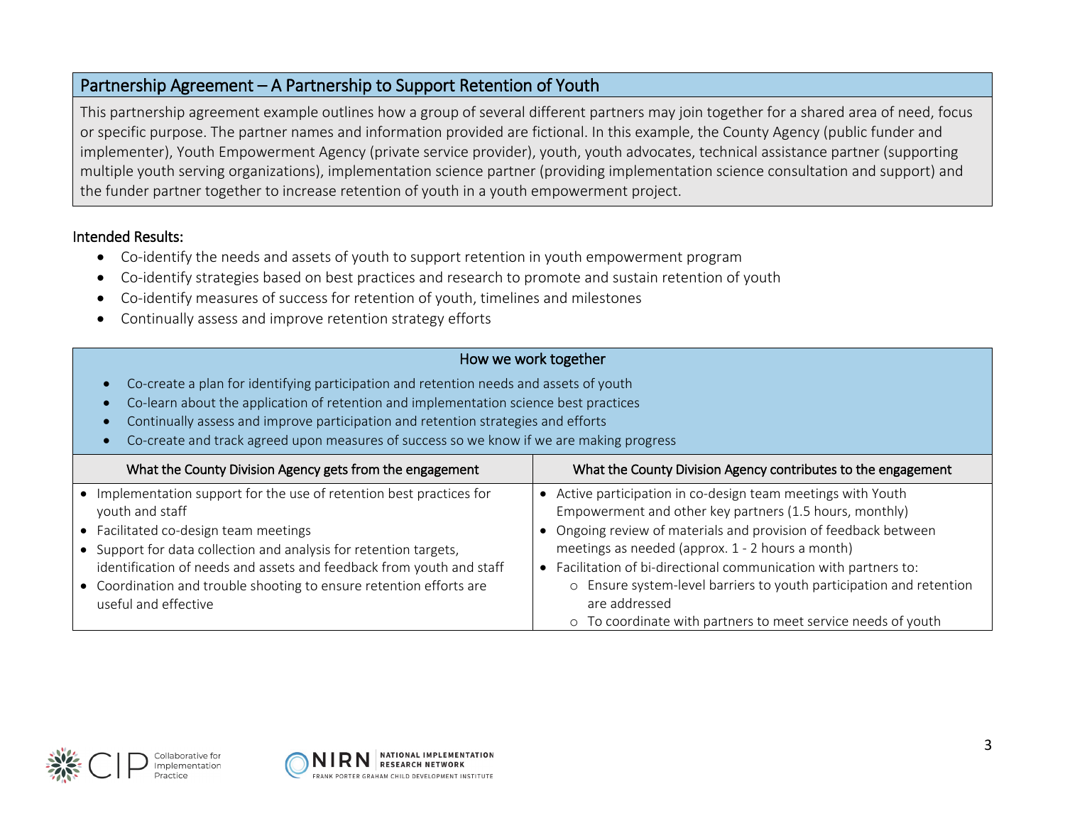## Partnership Agreement – A Partnership to Support Retention of Youth

This partnership agreement example outlines how a group of several different partners may join together for a shared area of need, focus or specific purpose. The partner names and information provided are fictional. In this example, the County Agency (public funder and implementer), Youth Empowerment Agency (private service provider), youth, youth advocates, technical assistance partner (supporting multiple youth serving organizations), implementation science partner (providing implementation science consultation and support) and the funder partner together to increase retention of youth in a youth empowerment project.

### Intended Results:

- Co-identify the needs and assets of youth to support retention in youth empowerment program
- Co-identify strategies based on best practices and research to promote and sustain retention of youth
- Co-identify measures of success for retention of youth, timelines and milestones
- Continually assess and improve retention strategy efforts

### How we work together

- Co-create a plan for identifying participation and retention needs and assets of youth
- Co-learn about the application of retention and implementation science best practices
- Continually assess and improve participation and retention strategies and efforts
- Co-create and track agreed upon measures of success so we know if we are making progress

| What the County Division Agency gets from the engagement | What the County Division Agency contributes to the engagement |
|---|---|
| • Implementation support for the use of retention best practices for youth and staff<br>• Facilitated co-design team meetings<br>• Support for data collection and analysis for retention targets, identification of needs and assets and feedback from youth and staff<br>• Coordination and trouble shooting to ensure retention efforts are useful and effective | • Active participation in co-design team meetings with Youth Empowerment and other key partners (1.5 hours, monthly)<br>• Ongoing review of materials and provision of feedback between meetings as needed (approx. 1 - 2 hours a month)<br>• Facilitation of bi-directional communication with partners to:<br>&nbsp;&nbsp;○ Ensure system-level barriers to youth participation and retention are addressed<br>&nbsp;&nbsp;○ To coordinate with partners to meet service needs of youth |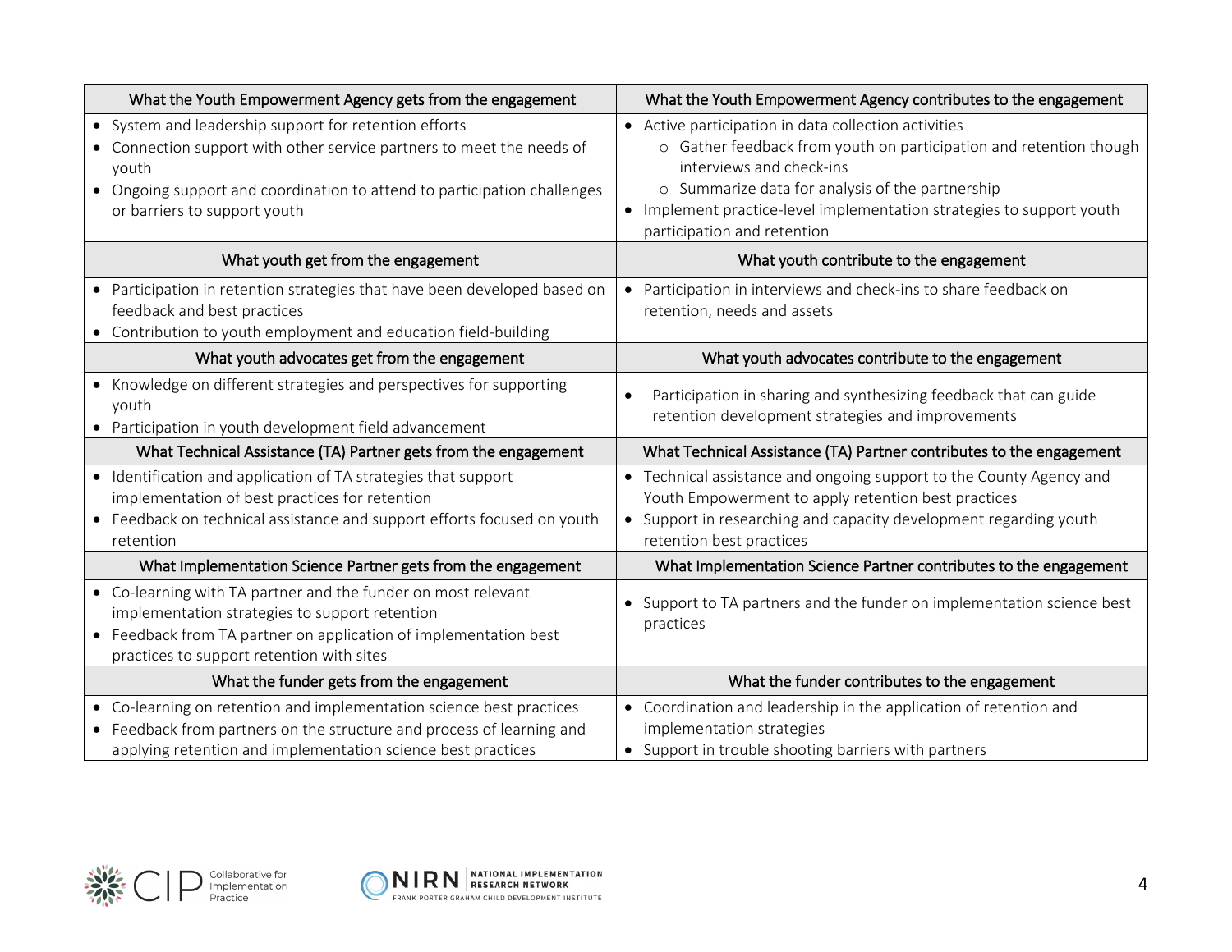| What the Youth Empowerment Agency gets from the engagement | What the Youth Empowerment Agency contributes to the engagement |
|---|---|
| • System and leadership support for retention efforts<br>• Connection support with other service partners to meet the needs of youth<br>• Ongoing support and coordination to attend to participation challenges or barriers to support youth | • Active participation in data collection activities<br>&nbsp;&nbsp;○ Gather feedback from youth on participation and retention though interviews and check-ins<br>&nbsp;&nbsp;○ Summarize data for analysis of the partnership<br>• Implement practice-level implementation strategies to support youth participation and retention |
| **What youth get from the engagement** | **What youth contribute to the engagement** |
| • Participation in retention strategies that have been developed based on feedback and best practices<br>• Contribution to youth employment and education field-building | • Participation in interviews and check-ins to share feedback on retention, needs and assets |
| **What youth advocates get from the engagement** | **What youth advocates contribute to the engagement** |
| • Knowledge on different strategies and perspectives for supporting youth<br>• Participation in youth development field advancement | • Participation in sharing and synthesizing feedback that can guide retention development strategies and improvements |
| **What Technical Assistance (TA) Partner gets from the engagement** | **What Technical Assistance (TA) Partner contributes to the engagement** |
| • Identification and application of TA strategies that support implementation of best practices for retention<br>• Feedback on technical assistance and support efforts focused on youth retention | • Technical assistance and ongoing support to the County Agency and Youth Empowerment to apply retention best practices<br>• Support in researching and capacity development regarding youth retention best practices |
| **What Implementation Science Partner gets from the engagement** | **What Implementation Science Partner contributes to the engagement** |
| • Co-learning with TA partner and the funder on most relevant implementation strategies to support retention<br>• Feedback from TA partner on application of implementation best practices to support retention with sites | • Support to TA partners and the funder on implementation science best practices |
| **What the funder gets from the engagement** | **What the funder contributes to the engagement** |
| • Co-learning on retention and implementation science best practices<br>• Feedback from partners on the structure and process of learning and applying retention and implementation science best practices | • Coordination and leadership in the application of retention and implementation strategies<br>• Support in trouble shooting barriers with partners |